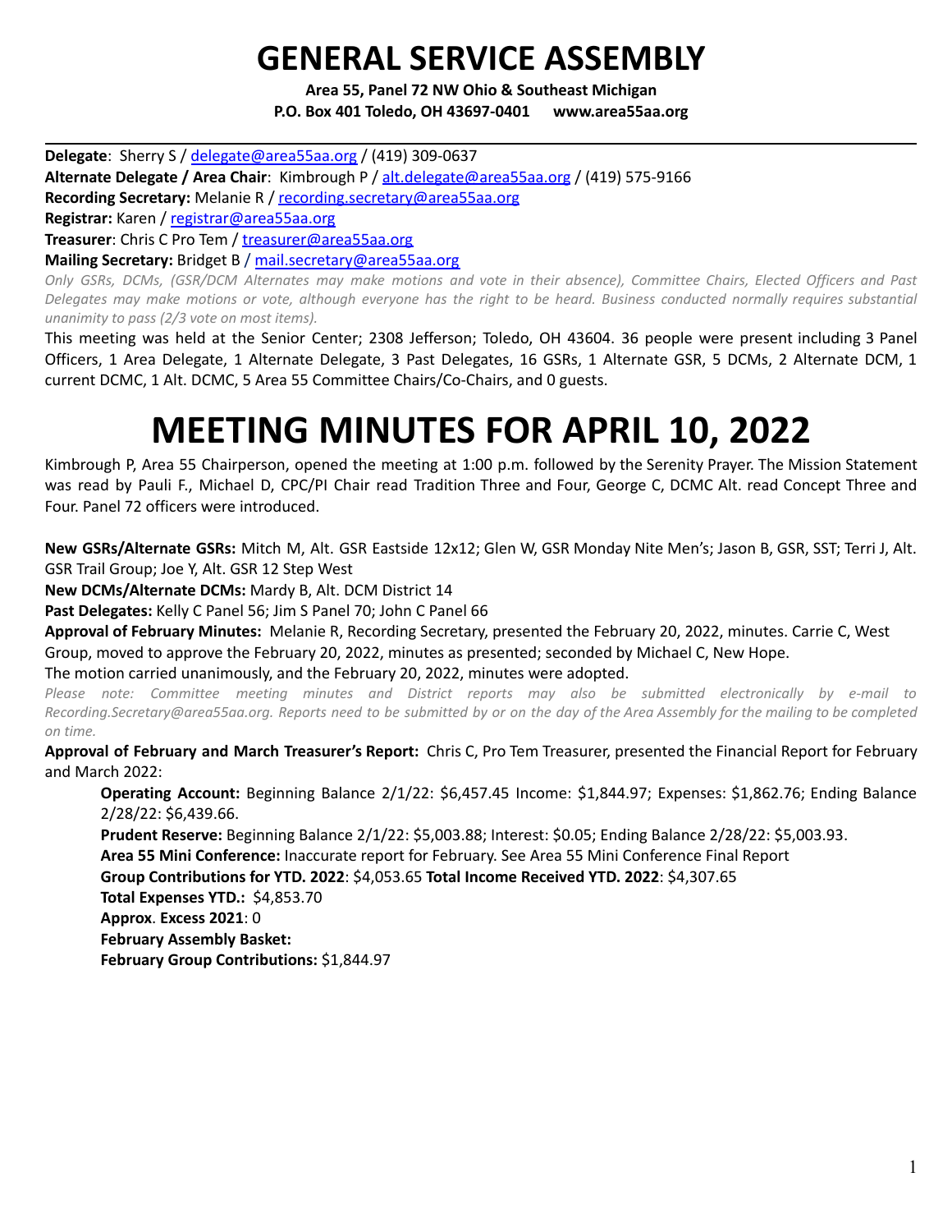# GENERAL SERVICE ASSEMBLY

**Area 55, Panel 72 NW Ohio & Southeast Michigan**
**P.O. Box 401 Toledo, OH 43697-0401 www.area55aa.org**

---

**Delegate**: Sherry S / delegate@area55aa.org / (419) 309-0637
**Alternate Delegate / Area Chair**: Kimbrough P / alt.delegate@area55aa.org / (419) 575-9166
**Recording Secretary:** Melanie R / recording.secretary@area55aa.org
**Registrar:** Karen / registrar@area55aa.org
**Treasurer**: Chris C Pro Tem / treasurer@area55aa.org
**Mailing Secretary:** Bridget B / mail.secretary@area55aa.org

*Only GSRs, DCMs, (GSR/DCM Alternates may make motions and vote in their absence), Committee Chairs, Elected Officers and Past Delegates may make motions or vote, although everyone has the right to be heard. Business conducted normally requires substantial unanimity to pass (2/3 vote on most items).*

This meeting was held at the Senior Center; 2308 Jefferson; Toledo, OH 43604. 36 people were present including 3 Panel Officers, 1 Area Delegate, 1 Alternate Delegate, 3 Past Delegates, 16 GSRs, 1 Alternate GSR, 5 DCMs, 2 Alternate DCM, 1 current DCMC, 1 Alt. DCMC, 5 Area 55 Committee Chairs/Co-Chairs, and 0 guests.

# MEETING MINUTES FOR APRIL 10, 2022

Kimbrough P, Area 55 Chairperson, opened the meeting at 1:00 p.m. followed by the Serenity Prayer. The Mission Statement was read by Pauli F., Michael D, CPC/PI Chair read Tradition Three and Four, George C, DCMC Alt. read Concept Three and Four. Panel 72 officers were introduced.

**New GSRs/Alternate GSRs:** Mitch M, Alt. GSR Eastside 12x12; Glen W, GSR Monday Nite Men's; Jason B, GSR, SST; Terri J, Alt. GSR Trail Group; Joe Y, Alt. GSR 12 Step West
**New DCMs/Alternate DCMs:** Mardy B, Alt. DCM District 14
**Past Delegates:** Kelly C Panel 56; Jim S Panel 70; John C Panel 66
**Approval of February Minutes:** Melanie R, Recording Secretary, presented the February 20, 2022, minutes. Carrie C, West Group, moved to approve the February 20, 2022, minutes as presented; seconded by Michael C, New Hope.
The motion carried unanimously, and the February 20, 2022, minutes were adopted.

*Please note: Committee meeting minutes and District reports may also be submitted electronically by e-mail to Recording.Secretary@area55aa.org. Reports need to be submitted by or on the day of the Area Assembly for the mailing to be completed on time.*

**Approval of February and March Treasurer's Report:** Chris C, Pro Tem Treasurer, presented the Financial Report for February and March 2022:

**Operating Account:** Beginning Balance 2/1/22: $6,457.45 Income: $1,844.97; Expenses: $1,862.76; Ending Balance 2/28/22: $6,439.66.
**Prudent Reserve:** Beginning Balance 2/1/22: $5,003.88; Interest: $0.05; Ending Balance 2/28/22: $5,003.93.
**Area 55 Mini Conference:** Inaccurate report for February. See Area 55 Mini Conference Final Report
**Group Contributions for YTD. 2022**: $4,053.65 **Total Income Received YTD. 2022**: $4,307.65
**Total Expenses YTD.:** $4,853.70
**Approx**. **Excess 2021**: 0
**February Assembly Basket:**
**February Group Contributions:** $1,844.97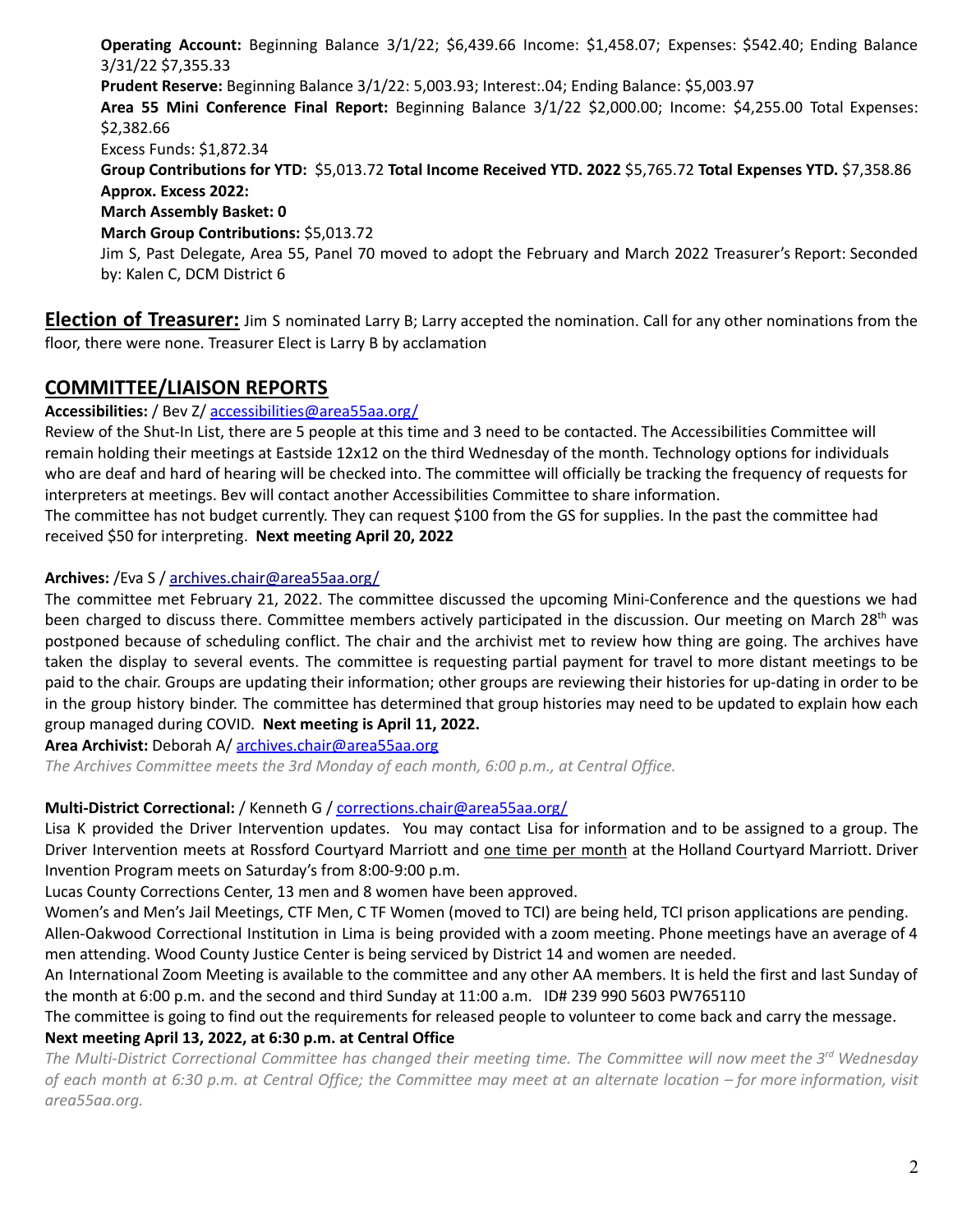**Operating Account:** Beginning Balance 3/1/22; $6,439.66 Income: $1,458.07; Expenses: $542.40; Ending Balance 3/31/22 $7,355.33

**Prudent Reserve:** Beginning Balance 3/1/22: 5,003.93; Interest:.04; Ending Balance: $5,003.97

**Area 55 Mini Conference Final Report:** Beginning Balance 3/1/22 $2,000.00; Income: $4,255.00 Total Expenses: $2,382.66

Excess Funds: $1,872.34

**Group Contributions for YTD:** $5,013.72 **Total Income Received YTD. 2022** $5,765.72 **Total Expenses YTD.** $7,358.86

**Approx. Excess 2022:**

**March Assembly Basket: 0**

**March Group Contributions:** $5,013.72

Jim S, Past Delegate, Area 55, Panel 70 moved to adopt the February and March 2022 Treasurer's Report: Seconded by: Kalen C, DCM District 6

**Election of Treasurer:** Jim S nominated Larry B; Larry accepted the nomination. Call for any other nominations from the floor, there were none. Treasurer Elect is Larry B by acclamation

## COMMITTEE/LIAISON REPORTS

**Accessibilities:** / Bev Z/ accessibilities@area55aa.org/

Review of the Shut-In List, there are 5 people at this time and 3 need to be contacted. The Accessibilities Committee will remain holding their meetings at Eastside 12x12 on the third Wednesday of the month. Technology options for individuals who are deaf and hard of hearing will be checked into. The committee will officially be tracking the frequency of requests for interpreters at meetings. Bev will contact another Accessibilities Committee to share information.

The committee has not budget currently. They can request $100 from the GS for supplies. In the past the committee had received $50 for interpreting. **Next meeting April 20, 2022**

**Archives:** /Eva S / archives.chair@area55aa.org/

The committee met February 21, 2022. The committee discussed the upcoming Mini-Conference and the questions we had been charged to discuss there. Committee members actively participated in the discussion. Our meeting on March 28th was postponed because of scheduling conflict. The chair and the archivist met to review how thing are going. The archives have taken the display to several events. The committee is requesting partial payment for travel to more distant meetings to be paid to the chair. Groups are updating their information; other groups are reviewing their histories for up-dating in order to be in the group history binder. The committee has determined that group histories may need to be updated to explain how each group managed during COVID. **Next meeting is April 11, 2022.**

**Area Archivist:** Deborah A/ archives.chair@area55aa.org

*The Archives Committee meets the 3rd Monday of each month, 6:00 p.m., at Central Office.*

**Multi-District Correctional:** / Kenneth G / corrections.chair@area55aa.org/

Lisa K provided the Driver Intervention updates. You may contact Lisa for information and to be assigned to a group. The Driver Intervention meets at Rossford Courtyard Marriott and <u>one time per month</u> at the Holland Courtyard Marriott. Driver Invention Program meets on Saturday's from 8:00-9:00 p.m.

Lucas County Corrections Center, 13 men and 8 women have been approved.

Women's and Men's Jail Meetings, CTF Men, C TF Women (moved to TCI) are being held, TCI prison applications are pending.

Allen-Oakwood Correctional Institution in Lima is being provided with a zoom meeting. Phone meetings have an average of 4 men attending. Wood County Justice Center is being serviced by District 14 and women are needed.

An International Zoom Meeting is available to the committee and any other AA members. It is held the first and last Sunday of the month at 6:00 p.m. and the second and third Sunday at 11:00 a.m. ID# 239 990 5603 PW765110

The committee is going to find out the requirements for released people to volunteer to come back and carry the message.

**Next meeting April 13, 2022, at 6:30 p.m. at Central Office**

*The Multi-District Correctional Committee has changed their meeting time. The Committee will now meet the 3rd Wednesday of each month at 6:30 p.m. at Central Office; the Committee may meet at an alternate location – for more information, visit area55aa.org.*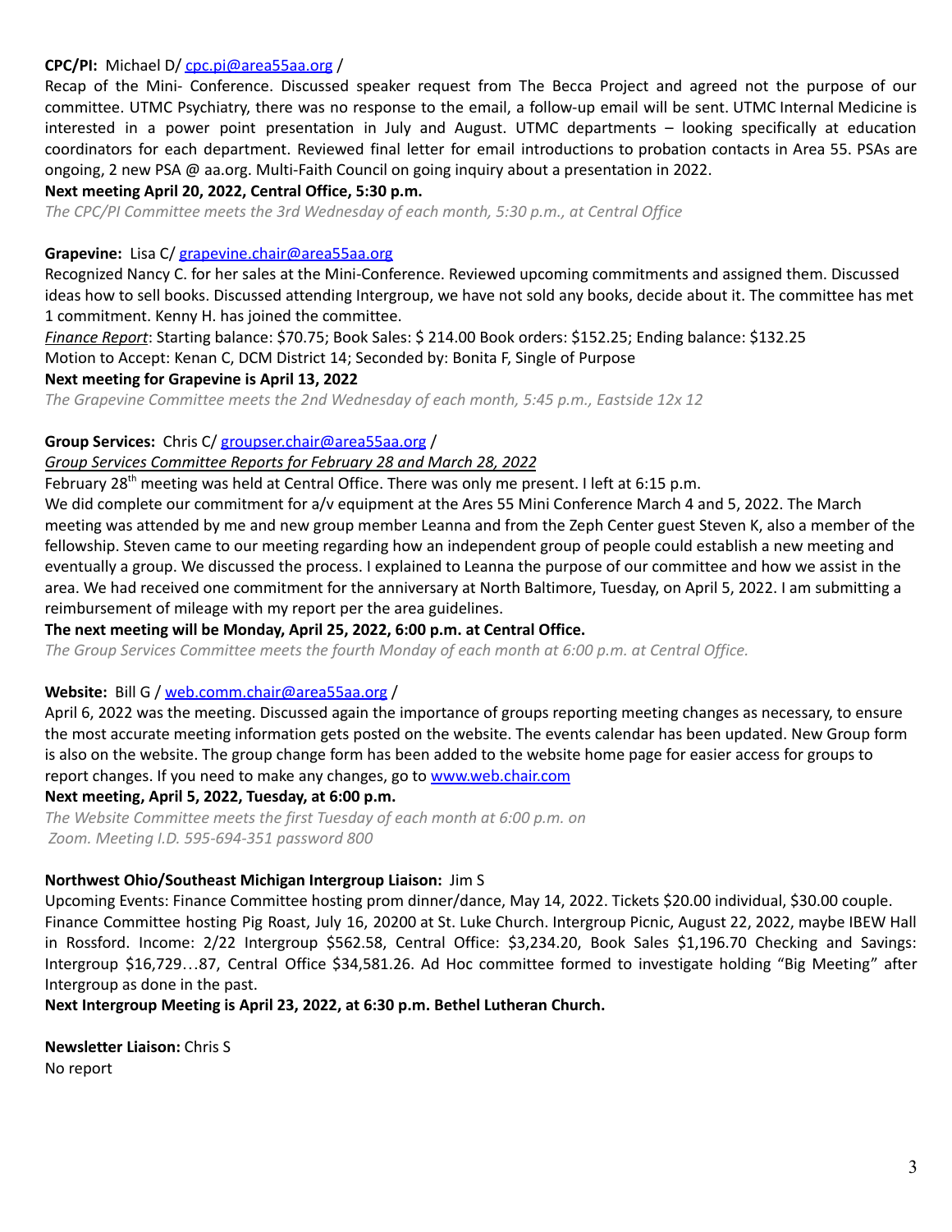**CPC/PI:** Michael D/ [cpc.pi@area55aa.org](mailto:cpc.pi@area55aa.org) /

Recap of the Mini- Conference. Discussed speaker request from The Becca Project and agreed not the purpose of our committee. UTMC Psychiatry, there was no response to the email, a follow-up email will be sent. UTMC Internal Medicine is interested in a power point presentation in July and August. UTMC departments – looking specifically at education coordinators for each department. Reviewed final letter for email introductions to probation contacts in Area 55. PSAs are ongoing, 2 new PSA @ aa.org. Multi-Faith Council on going inquiry about a presentation in 2022.

**Next meeting April 20, 2022, Central Office, 5:30 p.m.**

*The CPC/PI Committee meets the 3rd Wednesday of each month, 5:30 p.m., at Central Office*

**Grapevine:** Lisa C/ [grapevine.chair@area55aa.org](mailto:grapevine.chair@area55aa.org)

Recognized Nancy C. for her sales at the Mini-Conference. Reviewed upcoming commitments and assigned them. Discussed ideas how to sell books. Discussed attending Intergroup, we have not sold any books, decide about it. The committee has met 1 commitment. Kenny H. has joined the committee.

*Finance Report*: Starting balance: $70.75; Book Sales: $ 214.00 Book orders: $152.25; Ending balance: $132.25

Motion to Accept: Kenan C, DCM District 14; Seconded by: Bonita F, Single of Purpose

**Next meeting for Grapevine is April 13, 2022**

*The Grapevine Committee meets the 2nd Wednesday of each month, 5:45 p.m., Eastside 12x 12*

**Group Services:** Chris C/ [groupser.chair@area55aa.org](mailto:groupser.chair@area55aa.org) /

*Group Services Committee Reports for February 28 and March 28, 2022*

February 28th meeting was held at Central Office. There was only me present. I left at 6:15 p.m.

We did complete our commitment for a/v equipment at the Ares 55 Mini Conference March 4 and 5, 2022. The March meeting was attended by me and new group member Leanna and from the Zeph Center guest Steven K, also a member of the fellowship. Steven came to our meeting regarding how an independent group of people could establish a new meeting and eventually a group. We discussed the process. I explained to Leanna the purpose of our committee and how we assist in the area. We had received one commitment for the anniversary at North Baltimore, Tuesday, on April 5, 2022. I am submitting a reimbursement of mileage with my report per the area guidelines.

**The next meeting will be Monday, April 25, 2022, 6:00 p.m. at Central Office.**

*The Group Services Committee meets the fourth Monday of each month at 6:00 p.m. at Central Office.*

**Website:** Bill G / [web.comm.chair@area55aa.org](mailto:web.comm.chair@area55aa.org) /

April 6, 2022 was the meeting. Discussed again the importance of groups reporting meeting changes as necessary, to ensure the most accurate meeting information gets posted on the website. The events calendar has been updated. New Group form is also on the website. The group change form has been added to the website home page for easier access for groups to report changes. If you need to make any changes, go to [www.web.chair.com](http://www.web.chair.com)

**Next meeting, April 5, 2022, Tuesday, at 6:00 p.m.**

*The Website Committee meets the first Tuesday of each month at 6:00 p.m. on Zoom. Meeting I.D. 595-694-351 password 800*

**Northwest Ohio/Southeast Michigan Intergroup Liaison:** Jim S

Upcoming Events: Finance Committee hosting prom dinner/dance, May 14, 2022. Tickets $20.00 individual, $30.00 couple. Finance Committee hosting Pig Roast, July 16, 20200 at St. Luke Church. Intergroup Picnic, August 22, 2022, maybe IBEW Hall in Rossford. Income: 2/22 Intergroup $562.58, Central Office: $3,234.20, Book Sales $1,196.70 Checking and Savings: Intergroup $16,729…87, Central Office $34,581.26. Ad Hoc committee formed to investigate holding "Big Meeting" after Intergroup as done in the past.

**Next Intergroup Meeting is April 23, 2022, at 6:30 p.m. Bethel Lutheran Church.**

**Newsletter Liaison:** Chris S

No report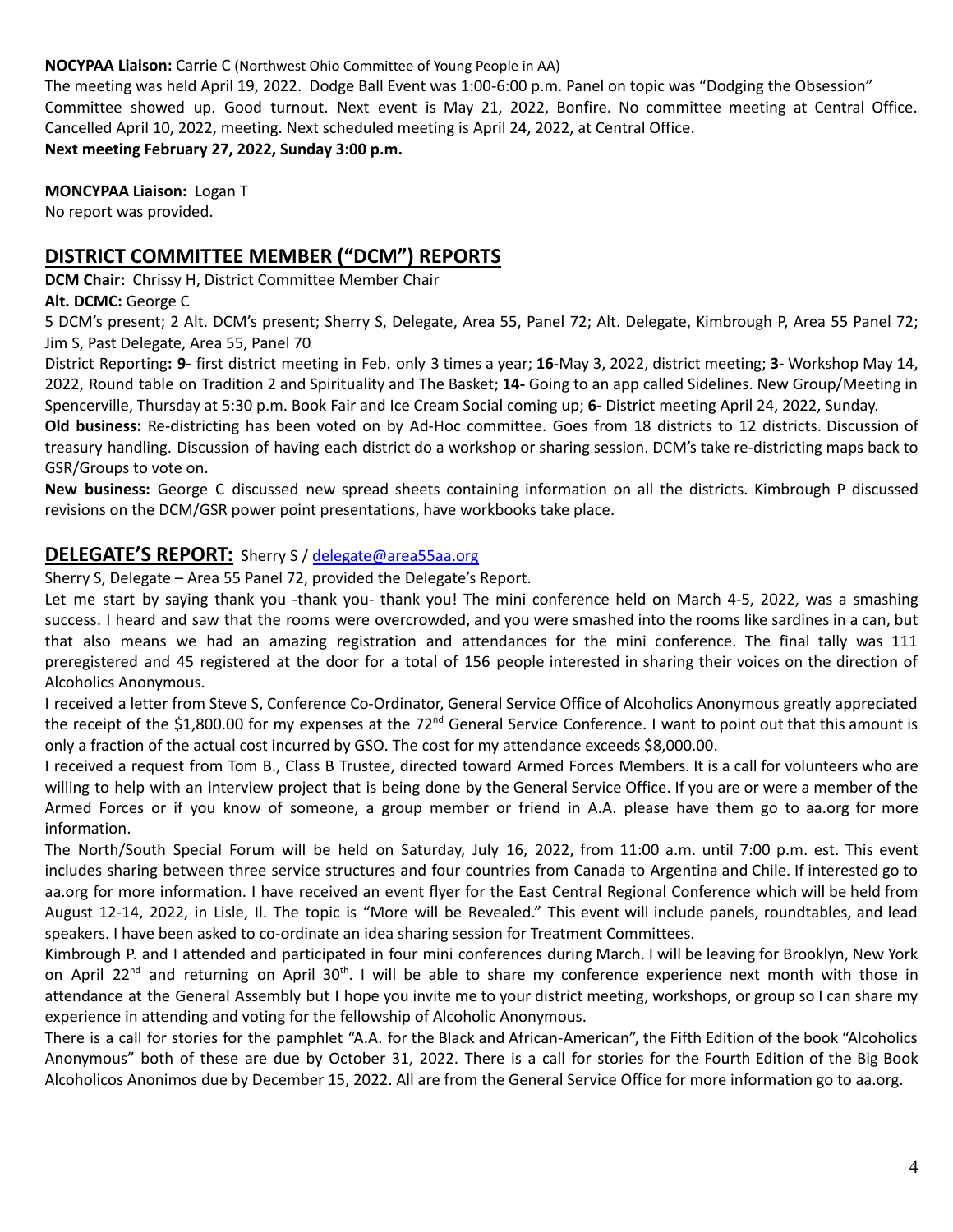**NOCYPAA Liaison:** Carrie C (Northwest Ohio Committee of Young People in AA)

The meeting was held April 19, 2022. Dodge Ball Event was 1:00-6:00 p.m. Panel on topic was "Dodging the Obsession" Committee showed up. Good turnout. Next event is May 21, 2022, Bonfire. No committee meeting at Central Office. Cancelled April 10, 2022, meeting. Next scheduled meeting is April 24, 2022, at Central Office.

**Next meeting February 27, 2022, Sunday 3:00 p.m.**

**MONCYPAA Liaison:** Logan T

No report was provided.

## DISTRICT COMMITTEE MEMBER ("DCM") REPORTS

**DCM Chair:** Chrissy H, District Committee Member Chair

**Alt. DCMC:** George C

5 DCM's present; 2 Alt. DCM's present; Sherry S, Delegate, Area 55, Panel 72; Alt. Delegate, Kimbrough P, Area 55 Panel 72; Jim S, Past Delegate, Area 55, Panel 70

District Reporting**: 9-** first district meeting in Feb. only 3 times a year; **16**-May 3, 2022, district meeting; **3-** Workshop May 14, 2022, Round table on Tradition 2 and Spirituality and The Basket; **14-** Going to an app called Sidelines. New Group/Meeting in Spencerville, Thursday at 5:30 p.m. Book Fair and Ice Cream Social coming up; **6-** District meeting April 24, 2022, Sunday.

**Old business:** Re-districting has been voted on by Ad-Hoc committee. Goes from 18 districts to 12 districts. Discussion of treasury handling. Discussion of having each district do a workshop or sharing session. DCM's take re-districting maps back to GSR/Groups to vote on.

**New business:** George C discussed new spread sheets containing information on all the districts. Kimbrough P discussed revisions on the DCM/GSR power point presentations, have workbooks take place.

## DELEGATE'S REPORT: Sherry S / delegate@area55aa.org

Sherry S, Delegate – Area 55 Panel 72, provided the Delegate's Report.

Let me start by saying thank you -thank you- thank you! The mini conference held on March 4-5, 2022, was a smashing success. I heard and saw that the rooms were overcrowded, and you were smashed into the rooms like sardines in a can, but that also means we had an amazing registration and attendances for the mini conference. The final tally was 111 preregistered and 45 registered at the door for a total of 156 people interested in sharing their voices on the direction of Alcoholics Anonymous.

I received a letter from Steve S, Conference Co-Ordinator, General Service Office of Alcoholics Anonymous greatly appreciated the receipt of the $1,800.00 for my expenses at the 72nd General Service Conference. I want to point out that this amount is only a fraction of the actual cost incurred by GSO. The cost for my attendance exceeds $8,000.00.

I received a request from Tom B., Class B Trustee, directed toward Armed Forces Members. It is a call for volunteers who are willing to help with an interview project that is being done by the General Service Office. If you are or were a member of the Armed Forces or if you know of someone, a group member or friend in A.A. please have them go to aa.org for more information.

The North/South Special Forum will be held on Saturday, July 16, 2022, from 11:00 a.m. until 7:00 p.m. est. This event includes sharing between three service structures and four countries from Canada to Argentina and Chile. If interested go to aa.org for more information. I have received an event flyer for the East Central Regional Conference which will be held from August 12-14, 2022, in Lisle, Il. The topic is "More will be Revealed." This event will include panels, roundtables, and lead speakers. I have been asked to co-ordinate an idea sharing session for Treatment Committees.

Kimbrough P. and I attended and participated in four mini conferences during March. I will be leaving for Brooklyn, New York on April 22nd and returning on April 30th. I will be able to share my conference experience next month with those in attendance at the General Assembly but I hope you invite me to your district meeting, workshops, or group so I can share my experience in attending and voting for the fellowship of Alcoholic Anonymous.

There is a call for stories for the pamphlet "A.A. for the Black and African-American", the Fifth Edition of the book "Alcoholics Anonymous" both of these are due by October 31, 2022. There is a call for stories for the Fourth Edition of the Big Book Alcoholicos Anonimos due by December 15, 2022. All are from the General Service Office for more information go to aa.org.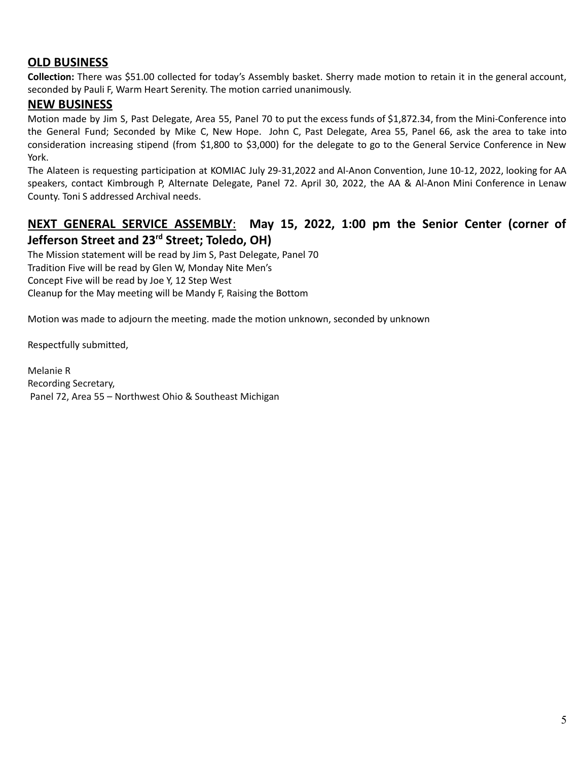## OLD BUSINESS

**Collection:** There was $51.00 collected for today's Assembly basket. Sherry made motion to retain it in the general account, seconded by Pauli F, Warm Heart Serenity. The motion carried unanimously.

## NEW BUSINESS

Motion made by Jim S, Past Delegate, Area 55, Panel 70 to put the excess funds of $1,872.34, from the Mini-Conference into the General Fund; Seconded by Mike C, New Hope. John C, Past Delegate, Area 55, Panel 66, ask the area to take into consideration increasing stipend (from $1,800 to $3,000) for the delegate to go to the General Service Conference in New York.

The Alateen is requesting participation at KOMIAC July 29-31,2022 and Al-Anon Convention, June 10-12, 2022, looking for AA speakers, contact Kimbrough P, Alternate Delegate, Panel 72. April 30, 2022, the AA & Al-Anon Mini Conference in Lenaw County. Toni S addressed Archival needs.

## NEXT GENERAL SERVICE ASSEMBLY: May 15, 2022, 1:00 pm the Senior Center (corner of Jefferson Street and 23rd Street; Toledo, OH)

The Mission statement will be read by Jim S, Past Delegate, Panel 70
Tradition Five will be read by Glen W, Monday Nite Men's
Concept Five will be read by Joe Y, 12 Step West
Cleanup for the May meeting will be Mandy F, Raising the Bottom

Motion was made to adjourn the meeting. made the motion unknown, seconded by unknown

Respectfully submitted,

Melanie R
Recording Secretary,
Panel 72, Area 55 – Northwest Ohio & Southeast Michigan